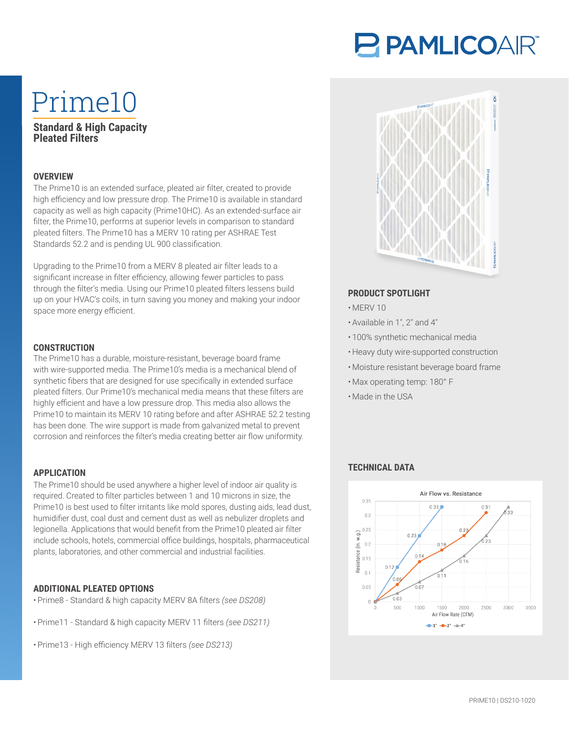# Prime10

**Standard & High Capacity Pleated Filters**

## OVERVIEW

The Prime10 is an extended surface, pleated air filter, created to provide high efficiency and low pressure drop. The Prime10 is available in standard capacity as well as high capacity (Prime10HC). As an extended-surface air filter, the Prime10, performs at superior levels in comparison to standard pleated filters. The Prime10 has a MERV 10 rating per ASHRAE Test Standards 52.2 and is pending UL 900 classification.

Upgrading to the Prime10 from a MERV 8 pleated air filter leads to a significant increase in filter efficiency, allowing fewer particles to pass through the filter's media. Using our Prime10 pleated filters lessens build up on your HVAC's coils, in turn saving you money and making your indoor space more energy efficient.

## CONSTRUCTION

The Prime10 has a durable, moisture-resistant, beverage board frame with wire-supported media. The Prime10's media is a mechanical blend of synthetic fibers that are designed for use specifically in extended surface pleated filters. Our Prime10's mechanical media means that these filters are highly efficient and have a low pressure drop. This media also allows the Prime10 to maintain its MERV 10 rating before and after ASHRAE 52.2 testing has been done. The wire support is made from galvanized metal to prevent corrosion and reinforces the filter's media creating better air flow uniformity.

## APPLICATION

The Prime10 should be used anywhere a higher level of indoor air quality is required. Created to filter particles between 1 and 10 microns in size, the Prime10 is best used to filter irritants like mold spores, dusting aids, lead dust, humidifier dust, coal dust and cement dust as well as nebulizer droplets and legionella. Applications that would benefit from the Prime10 pleated air filter include schools, hotels, commercial office buildings, hospitals, pharmaceutical plants, laboratories, and other commercial and industrial facilities.

## ADDITIONAL PLEATED OPTIONS

- Prime8 - Standard & high capacity MERV 8A filters *(see DS208)*
- Prime11 - Standard & high capacity MERV 11 filters *(see DS211)*
- Prime13 - High efficiency MERV 13 filters *(see DS213)*

## PRODUCT SPOTLIGHT

- MERV 10
- Available in 1", 2" and 4"
- 100% synthetic mechanical media
- Heavy duty wire-supported construction
- Moisture resistant beverage board frame
- Max operating temp: 180° F
- Made in the USA

## TECHNICAL DATA

Air Flow vs. Resistance

| Air Flow Rate (CFM) | 1" Resistance (in. w.g.) | 2" Resistance (in. w.g.) | 4" Resistance (in. w.g.) |
|---|---|---|---|
| 0 | 0 | 0 | 0 |
| 500 | 0.12 | 0.06 | 0.03 |
| 1000 | 0.23 | 0.14 | 0.07 |
| 1500 | 0.33 | 0.18 | 0.11 |
| 2000 | | 0.23 | 0.16 |
| 2500 | | 0.31 | 0.23 |
| 3000 | | | 0.33 |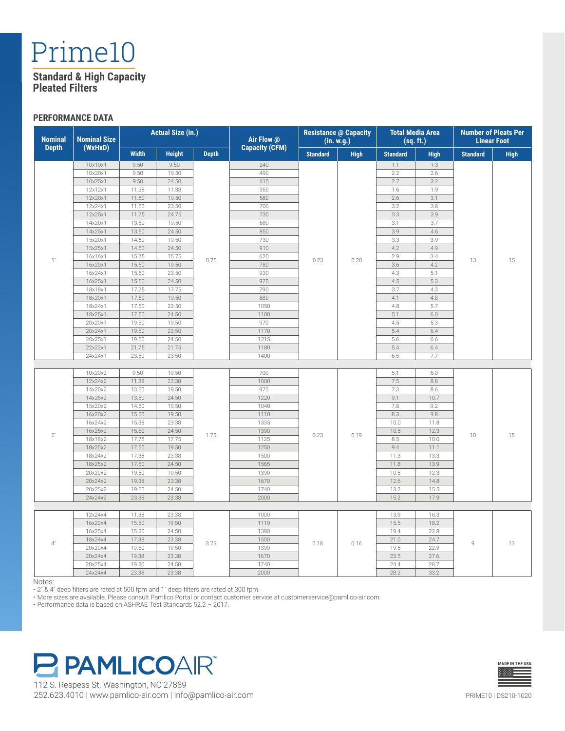# Prime10

## Standard & High Capacity Pleated Filters

### PERFORMANCE DATA

| Nominal Depth | Nominal Size (WxHxD) | Actual Size (in.) | | | Air Flow @ Capacity (CFM) | Resistance @ Capacity (in. w.g.) | | Total Media Area (sq. ft.) | | Number of Pleats Per Linear Foot | |
|---|---|---|---|---|---|---|---|---|---|---|---|
| | | Width | Height | Depth | | Standard | High | Standard | High | Standard | High |
| 1" | 10x10x1 | 9.50 | 9.50 | 0.75 | 240 | 0.23 | 0.20 | 1.1 | 1.3 | 13 | 15 |
| | 10x20x1 | 9.50 | 19.50 | | 490 | | | 2.2 | 2.6 | | |
| | 10x25x1 | 9.50 | 24.50 | | 610 | | | 2.7 | 3.2 | | |
| | 12x12x1 | 11.38 | 11.38 | | 350 | | | 1.6 | 1.9 | | |
| | 12x20x1 | 11.50 | 19.50 | | 580 | | | 2.6 | 3.1 | | |
| | 12x24x1 | 11.50 | 23.50 | | 700 | | | 3.2 | 3.8 | | |
| | 12x25x1 | 11.75 | 24.75 | | 730 | | | 3.3 | 3.9 | | |
| | 14x20x1 | 13.50 | 19.50 | | 680 | | | 3.1 | 3.7 | | |
| | 14x25x1 | 13.50 | 24.50 | | 850 | | | 3.9 | 4.6 | | |
| | 15x20x1 | 14.50 | 19.50 | | 730 | | | 3.3 | 3.9 | | |
| | 15x25x1 | 14.50 | 24.50 | | 910 | | | 4.2 | 4.9 | | |
| | 16x16x1 | 15.75 | 15.75 | | 620 | | | 2.9 | 3.4 | | |
| | 16x20x1 | 15.50 | 19.50 | | 780 | | | 3.6 | 4.2 | | |
| | 16x24x1 | 15.50 | 23.50 | | 930 | | | 4.3 | 5.1 | | |
| | 16x25x1 | 15.50 | 24.50 | | 970 | | | 4.5 | 5.3 | | |
| | 18x18x1 | 17.75 | 17.75 | | 790 | | | 3.7 | 4.3 | | |
| | 18x20x1 | 17.50 | 19.50 | | 880 | | | 4.1 | 4.8 | | |
| | 18x24x1 | 17.50 | 23.50 | | 1050 | | | 4.8 | 5.7 | | |
| | 18x25x1 | 17.50 | 24.50 | | 1100 | | | 5.1 | 6.0 | | |
| | 20x20x1 | 19.50 | 19.50 | | 970 | | | 4.5 | 5.3 | | |
| | 20x24x1 | 19.50 | 23.50 | | 1170 | | | 5.4 | 6.4 | | |
| | 20x25x1 | 19.50 | 24.50 | | 1215 | | | 5.6 | 6.6 | | |
| | 22x22x1 | 21.75 | 21.75 | | 1180 | | | 5.4 | 6.4 | | |
| | 24x24x1 | 23.50 | 23.50 | | 1400 | | | 6.5 | 7.7 | | |
| 2" | 10x20x2 | 9.50 | 19.50 | 1.75 | 700 | 0.23 | 0.19 | 5.1 | 6.0 | 10 | 15 |
| | 12x24x2 | 11.38 | 23.38 | | 1000 | | | 7.5 | 8.8 | | |
| | 14x20x2 | 13.50 | 19.50 | | 975 | | | 7.3 | 8.6 | | |
| | 14x25x2 | 13.50 | 24.50 | | 1220 | | | 9.1 | 10.7 | | |
| | 15x20x2 | 14.50 | 19.50 | | 1040 | | | 7.8 | 9.2 | | |
| | 16x20x2 | 15.50 | 19.50 | | 1110 | | | 8.3 | 9.8 | | |
| | 16x24x2 | 15.38 | 23.38 | | 1335 | | | 10.0 | 11.8 | | |
| | 16x25x2 | 15.50 | 24.50 | | 1390 | | | 10.5 | 12.3 | | |
| | 18x18x2 | 17.75 | 17.75 | | 1125 | | | 8.5 | 10.0 | | |
| | 18x20x2 | 17.50 | 19.50 | | 1250 | | | 9.4 | 11.1 | | |
| | 18x24x2 | 17.38 | 23.38 | | 1500 | | | 11.3 | 13.3 | | |
| | 18x25x2 | 17.50 | 24.50 | | 1565 | | | 11.8 | 13.9 | | |
| | 20x20x2 | 19.50 | 19.50 | | 1390 | | | 10.5 | 12.3 | | |
| | 20x24x2 | 19.38 | 23.38 | | 1670 | | | 12.6 | 14.8 | | |
| | 20x25x2 | 19.50 | 24.50 | | 1740 | | | 13.2 | 15.5 | | |
| | 24x24x2 | 23.38 | 23.38 | | 2000 | | | 15.2 | 17.9 | | |
| 4" | 12x24x4 | 11.38 | 23.38 | 3.75 | 1000 | 0.18 | 0.16 | 13.9 | 16.3 | 9 | 13 |
| | 16x20x4 | 15.50 | 19.50 | | 1110 | | | 15.5 | 18.2 | | |
| | 16x25x4 | 15.50 | 24.50 | | 1390 | | | 19.4 | 22.8 | | |
| | 18x24x4 | 17.38 | 23.38 | | 1500 | | | 21.0 | 24.7 | | |
| | 20x20x4 | 19.50 | 19.50 | | 1390 | | | 19.5 | 22.9 | | |
| | 20x24x4 | 19.38 | 23.38 | | 1670 | | | 23.5 | 27.6 | | |
| | 20x25x4 | 19.50 | 24.50 | | 1740 | | | 24.4 | 28.7 | | |
| | 24x24x4 | 23.38 | 23.38 | | 2000 | | | 28.2 | 33.2 | | |

Notes:

- 2" & 4" deep filters are rated at 500 fpm and 1" deep filters are rated at 300 fpm.
- More sizes are available. Please consult Pamlico Portal or contact customer service at customerservice@pamlico-air.com.
- Performance data is based on ASHRAE Test Standards 52.2 – 2017.

PAMLICOAIR™

112 S. Respess St. Washington, NC 27889
252.623.4010 | www.pamlico-air.com | info@pamlico-air.com

MADE IN THE USA

PRIME10 | DS210-1020